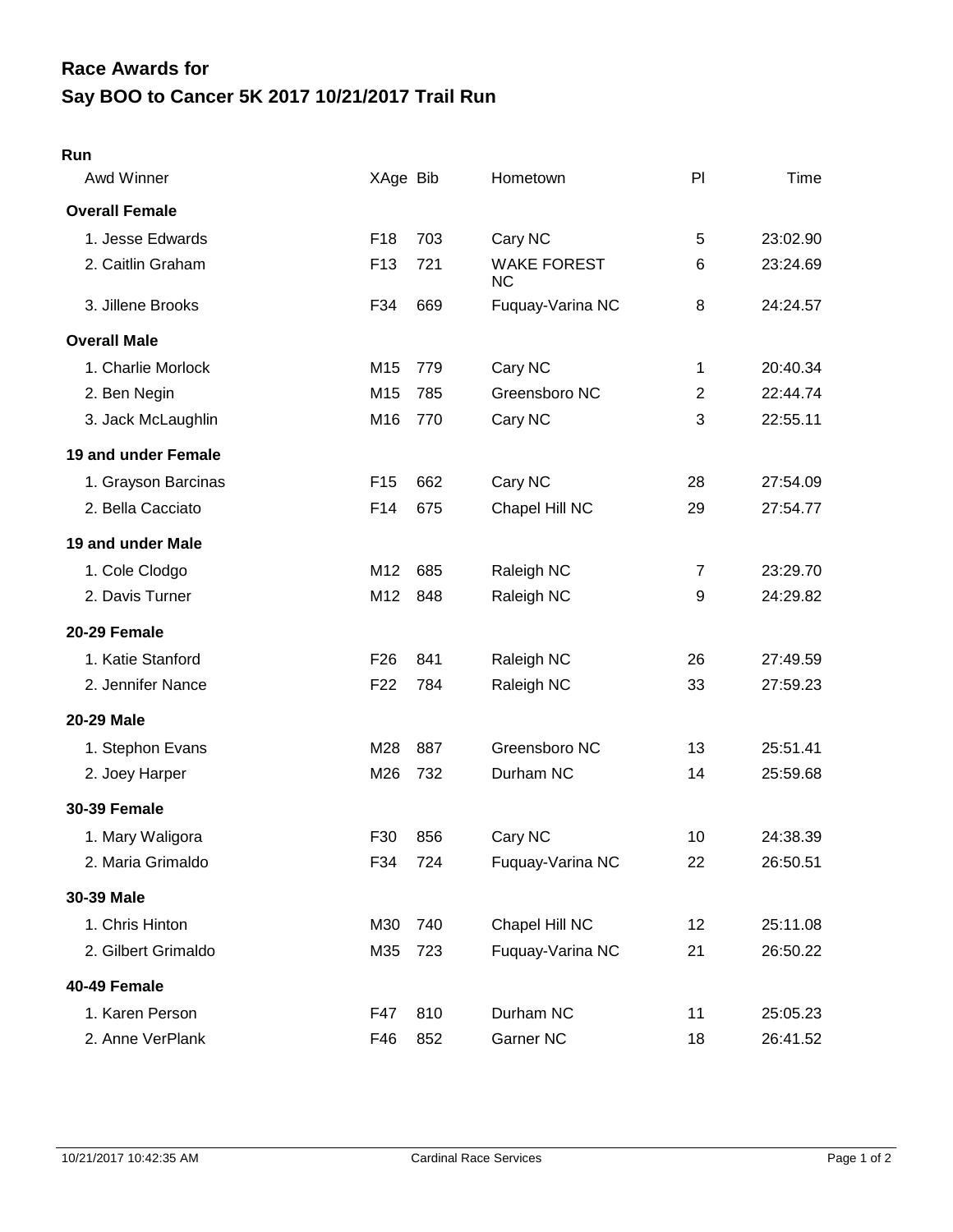# Race Awards for
# Say BOO to Cancer 5K 2017 10/21/2017 Trail Run

**Run**

| Awd Winner | XAge | Bib | Hometown | Pl | Time |
|---|---|---|---|---|---|
| **Overall Female** | | | | | |
| 1. Jesse Edwards | F18 | 703 | Cary NC | 5 | 23:02.90 |
| 2. Caitlin Graham | F13 | 721 | WAKE FOREST NC | 6 | 23:24.69 |
| 3. Jillene Brooks | F34 | 669 | Fuquay-Varina NC | 8 | 24:24.57 |
| **Overall Male** | | | | | |
| 1. Charlie Morlock | M15 | 779 | Cary NC | 1 | 20:40.34 |
| 2. Ben Negin | M15 | 785 | Greensboro NC | 2 | 22:44.74 |
| 3. Jack McLaughlin | M16 | 770 | Cary NC | 3 | 22:55.11 |
| **19 and under Female** | | | | | |
| 1. Grayson Barcinas | F15 | 662 | Cary NC | 28 | 27:54.09 |
| 2. Bella Cacciato | F14 | 675 | Chapel Hill NC | 29 | 27:54.77 |
| **19 and under Male** | | | | | |
| 1. Cole Clodgo | M12 | 685 | Raleigh NC | 7 | 23:29.70 |
| 2. Davis Turner | M12 | 848 | Raleigh NC | 9 | 24:29.82 |
| **20-29 Female** | | | | | |
| 1. Katie Stanford | F26 | 841 | Raleigh NC | 26 | 27:49.59 |
| 2. Jennifer Nance | F22 | 784 | Raleigh NC | 33 | 27:59.23 |
| **20-29 Male** | | | | | |
| 1. Stephon Evans | M28 | 887 | Greensboro NC | 13 | 25:51.41 |
| 2. Joey Harper | M26 | 732 | Durham NC | 14 | 25:59.68 |
| **30-39 Female** | | | | | |
| 1. Mary Waligora | F30 | 856 | Cary NC | 10 | 24:38.39 |
| 2. Maria Grimaldo | F34 | 724 | Fuquay-Varina NC | 22 | 26:50.51 |
| **30-39 Male** | | | | | |
| 1. Chris Hinton | M30 | 740 | Chapel Hill NC | 12 | 25:11.08 |
| 2. Gilbert Grimaldo | M35 | 723 | Fuquay-Varina NC | 21 | 26:50.22 |
| **40-49 Female** | | | | | |
| 1. Karen Person | F47 | 810 | Durham NC | 11 | 25:05.23 |
| 2. Anne VerPlank | F46 | 852 | Garner NC | 18 | 26:41.52 |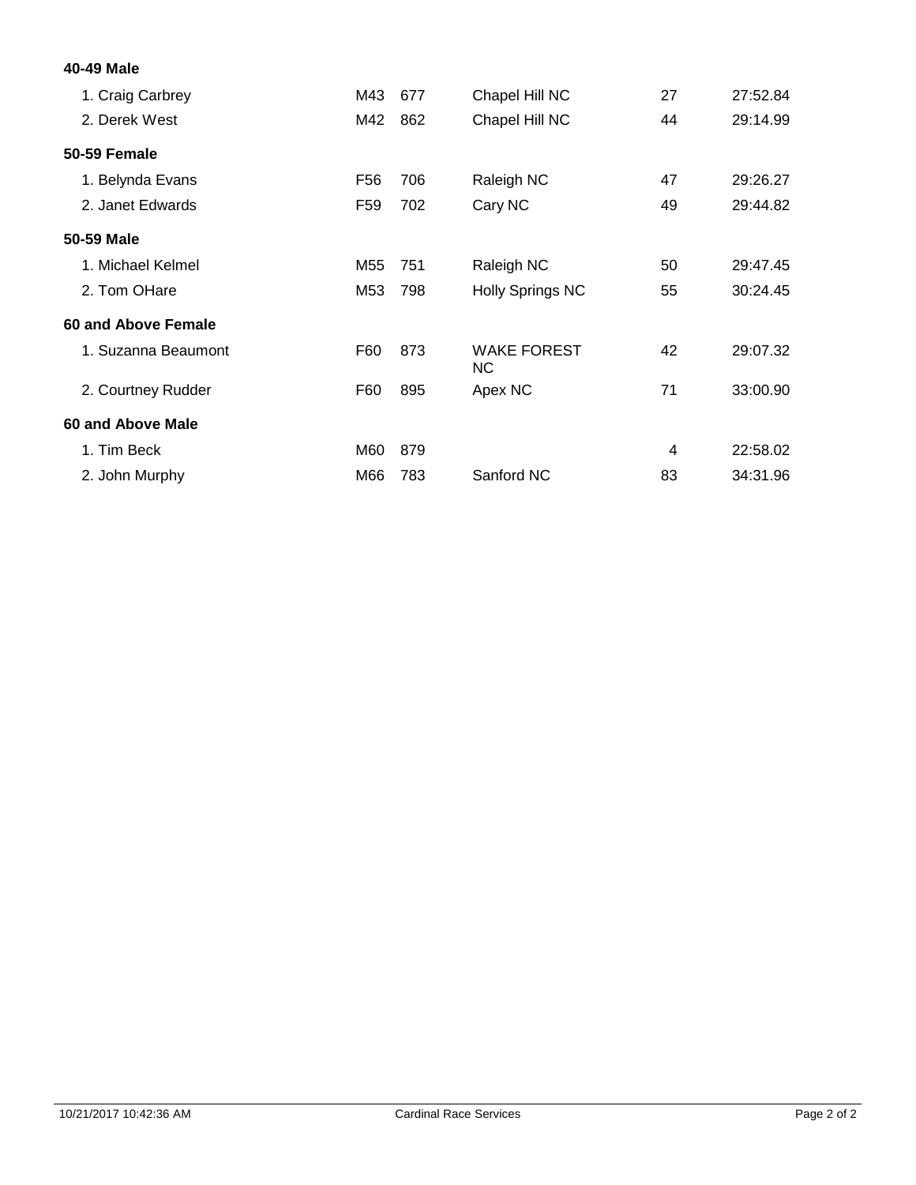**40-49 Male**

| | | | | | |
|---|---|---|---|---|---|
| 1. Craig Carbrey | M43 | 677 | Chapel Hill NC | 27 | 27:52.84 |
| 2. Derek West | M42 | 862 | Chapel Hill NC | 44 | 29:14.99 |

**50-59 Female**

| | | | | | |
|---|---|---|---|---|---|
| 1. Belynda Evans | F56 | 706 | Raleigh NC | 47 | 29:26.27 |
| 2. Janet Edwards | F59 | 702 | Cary NC | 49 | 29:44.82 |

**50-59 Male**

| | | | | | |
|---|---|---|---|---|---|
| 1. Michael Kelmel | M55 | 751 | Raleigh NC | 50 | 29:47.45 |
| 2. Tom OHare | M53 | 798 | Holly Springs NC | 55 | 30:24.45 |

**60 and Above Female**

| | | | | | |
|---|---|---|---|---|---|
| 1. Suzanna Beaumont | F60 | 873 | WAKE FOREST NC | 42 | 29:07.32 |
| 2. Courtney Rudder | F60 | 895 | Apex NC | 71 | 33:00.90 |

**60 and Above Male**

| | | | | | |
|---|---|---|---|---|---|
| 1. Tim Beck | M60 | 879 | | 4 | 22:58.02 |
| 2. John Murphy | M66 | 783 | Sanford NC | 83 | 34:31.96 |

10/21/2017 10:42:36 AM — Cardinal Race Services